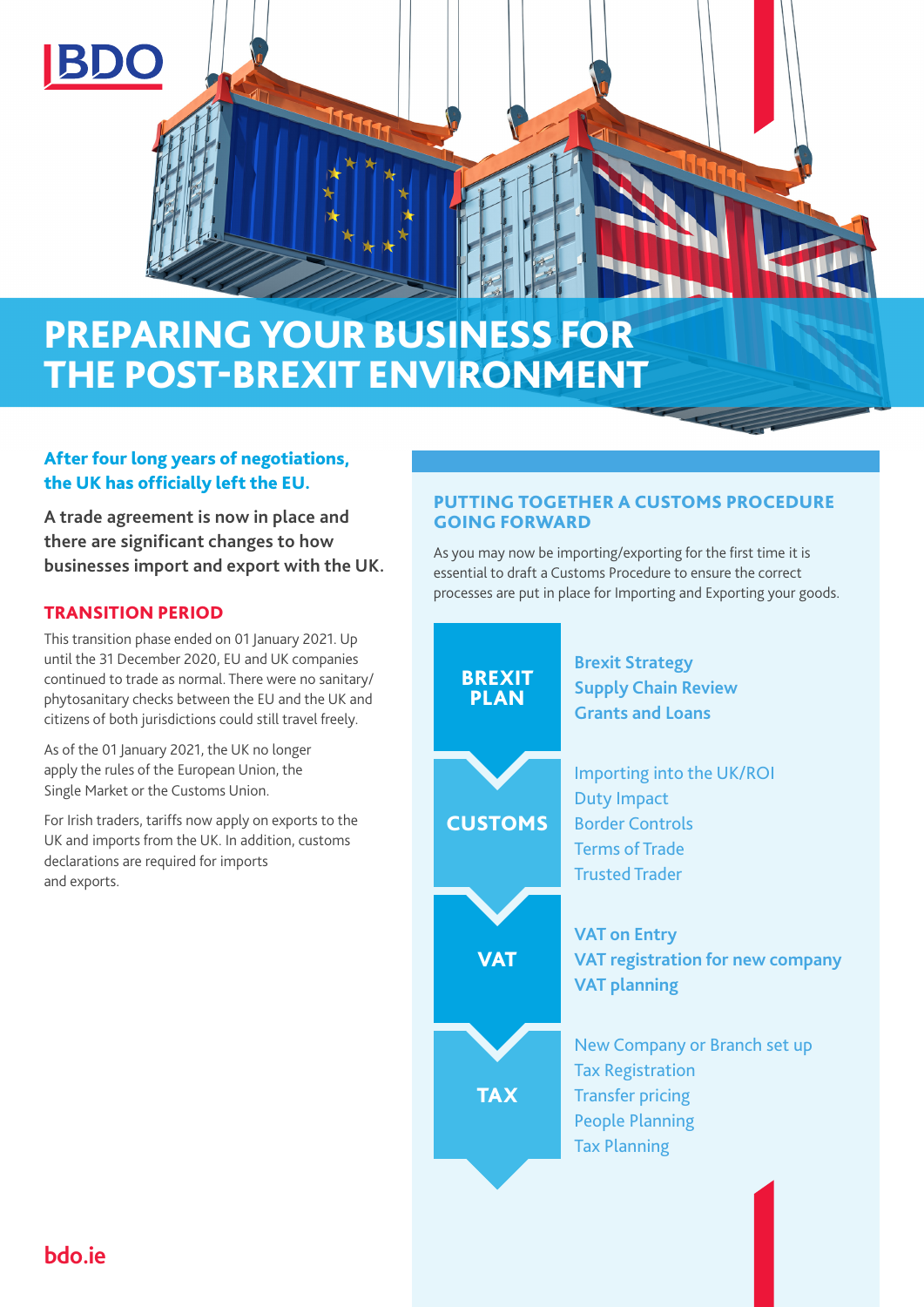# PREPARING YOUR BUSINESS FOR THE POST-BREXIT ENVIRONMENT

**After four long years of negotiations, the UK has officially left the EU.**

**A trade agreement is now in place and there are significant changes to how businesses import and export with the UK.**

## TRANSITION PERIOD

This transition phase ended on 01 January 2021. Up until the 31 December 2020, EU and UK companies continued to trade as normal. There were no sanitary/ phytosanitary checks between the EU and the UK and citizens of both jurisdictions could still travel freely.

As of the 01 January 2021, the UK no longer apply the rules of the European Union, the Single Market or the Customs Union.

For Irish traders, tariffs now apply on exports to the UK and imports from the UK. In addition, customs declarations are required for imports and exports.

## PUTTING TOGETHER A CUSTOMS PROCEDURE GOING FORWARD

As you may now be importing/exporting for the first time it is essential to draft a Customs Procedure to ensure the correct processes are put in place for Importing and Exporting your goods.

### BREXIT PLAN

- Brexit Strategy
- Supply Chain Review
- Grants and Loans

### CUSTOMS

- Importing into the UK/ROI
- Duty Impact
- Border Controls
- Terms of Trade
- Trusted Trader

### VAT

- VAT on Entry
- VAT registration for new company
- VAT planning

### TAX

- New Company or Branch set up
- Tax Registration
- Transfer pricing
- People Planning
- Tax Planning

bdo.ie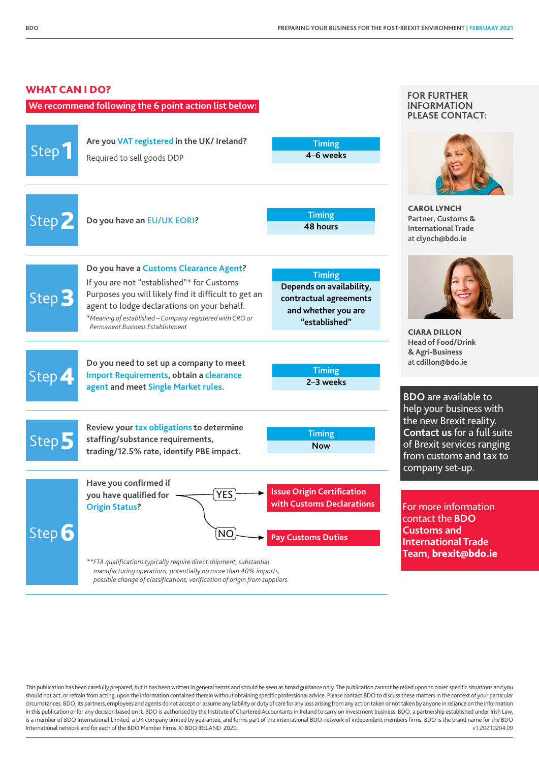## WHAT CAN I DO?

**We recommend following the 6 point action list below:**

### Step 1

**Are you VAT registered in the UK/ Ireland?**

Required to sell goods DDP

**Timing**
**4–6 weeks**

### Step 2

**Do you have an EU/UK EORI?**

**Timing**
**48 hours**

### Step 3

**Do you have a Customs Clearance Agent?**

If you are not "established"* for Customs Purposes you will likely find it difficult to get an agent to lodge declarations on your behalf.

*\*Meaning of established – Company registered with CRO or Permanent Business Establishment*

**Timing**
**Depends on availability, contractual agreements and whether you are "established"**

### Step 4

**Do you need to set up a company to meet Import Requirements, obtain a clearance agent and meet Single Market rules.**

**Timing**
**2–3 weeks**

### Step 5

**Review your tax obligations to determine staffing/substance requirements, trading/12.5% rate, identify PBE impact.**

**Timing**
**Now**

### Step 6

**Have you confirmed if you have qualified for Origin Status?**

YES → **Issue Origin Certification with Customs Declarations**

NO → **Pay Customs Duties**

*\*\*FTA qualifications typically require direct shipment, substantial manufacturing operations, potentially no more than 40% imports, possible change of classifications, verification of origin from suppliers.*

## FOR FURTHER INFORMATION PLEASE CONTACT:

**CAROL LYNCH**
**Partner, Customs & International Trade**
at **clynch@bdo.ie**

**CIARA DILLON**
**Head of Food/Drink & Agri-Business**
at **cdillon@bdo.ie**

**BDO** are available to help your business with the new Brexit reality. **Contact us** for a full suite of Brexit services ranging from customs and tax to company set-up.

For more information contact the **BDO Customs and International Trade Team, brexit@bdo.ie**

This publication has been carefully prepared, but it has been written in general terms and should be seen as broad guidance only. The publication cannot be relied upon to cover specific situations and you should not act, or refrain from acting, upon the information contained therein without obtaining specific professional advice. Please contact BDO to discuss these matters in the context of your particular circumstances. BDO, its partners, employees and agents do not accept or assume any liability or duty of care for any loss arising from any action taken or not taken by anyone in reliance on the information in this publication or for any decision based on it. BDO is authorised by the Institute of Chartered Accountants in Ireland to carry on investment business. BDO, a partnership established under Irish Law, is a member of BDO International Limited, a UK company limited by guarantee, and forms part of the international BDO network of independent members firms. BDO is the brand name for the BDO International network and for each of the BDO Member Firms. © BDO IRELAND 2020.

v1.20210204.09